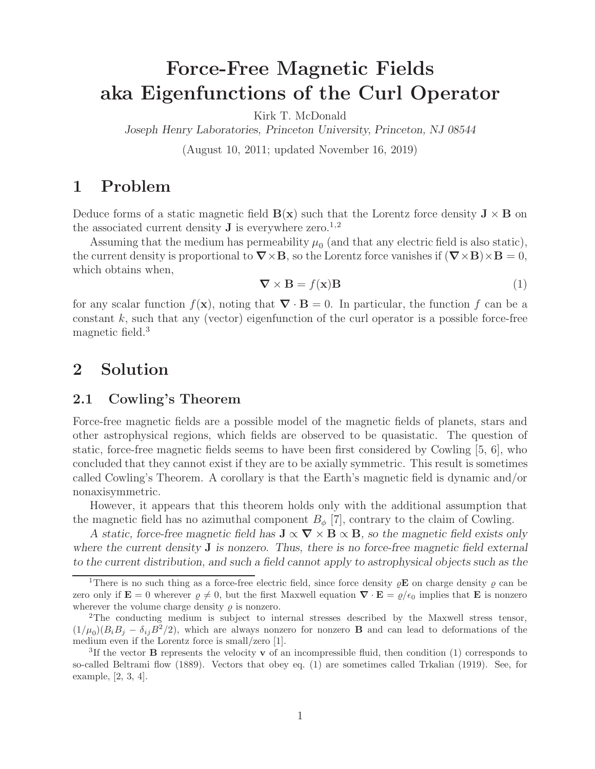#  Force-Free Magnetic Fields aka Eigenfunctions of the Curl Operator

Kirk T. McDonald

*Joseph Henry Laboratories, Princeton University, Princeton, NJ 08544*

(August 10, 2011; updated November 16, 2019)

## 1 Problem

Deduce forms of a static magnetic field $\mathbf{B}(\mathbf{x})$ such that the Lorentz force density $\mathbf{J} \times \mathbf{B}$ on the associated current density $\mathbf{J}$ is everywhere zero.[1,2]

Assuming that the medium has permeability $\mu_0$ (and that any electric field is also static), the current density is proportional to $\nabla \times \mathbf{B}$, so the Lorentz force vanishes if $(\nabla \times \mathbf{B}) \times \mathbf{B} = 0$, which obtains when,

$$\nabla \times \mathbf{B} = f(\mathbf{x})\mathbf{B} \tag{1}$$

for any scalar function $f(\mathbf{x})$, noting that $\nabla \cdot \mathbf{B} = 0$. In particular, the function $f$ can be a constant $k$, such that any (vector) eigenfunction of the curl operator is a possible force-free magnetic field.[3]

## 2 Solution

### 2.1 Cowling's Theorem

Force-free magnetic fields are a possible model of the magnetic fields of planets, stars and other astrophysical regions, which fields are observed to be quasistatic. The question of static, force-free magnetic fields seems to have been first considered by Cowling [5, 6], who concluded that they cannot exist if they are to be axially symmetric. This result is sometimes called Cowling's Theorem. A corollary is that the Earth's magnetic field is dynamic and/or nonaxisymmetric.

However, it appears that this theorem holds only with the additional assumption that the magnetic field has no azimuthal component $B_\phi$ [7], contrary to the claim of Cowling.

*A static, force-free magnetic field has $\mathbf{J} \propto \nabla \times \mathbf{B} \propto \mathbf{B}$, so the magnetic field exists only where the current density $\mathbf{J}$ is nonzero. Thus, there is no force-free magnetic field external to the current distribution, and such a field cannot apply to astrophysical objects such as the*

---

[1] There is no such thing as a force-free electric field, since force density $\varrho\mathbf{E}$ on charge density $\varrho$ can be zero only if $\mathbf{E} = 0$ wherever $\varrho \neq 0$, but the first Maxwell equation $\nabla \cdot \mathbf{E} = \varrho/\epsilon_0$ implies that $\mathbf{E}$ is nonzero wherever the volume charge density $\varrho$ is nonzero.

[2] The conducting medium is subject to internal stresses described by the Maxwell stress tensor, $(1/\mu_0)(B_iB_j - \delta_{ij}B^2/2)$, which are always nonzero for nonzero $\mathbf{B}$ and can lead to deformations of the medium even if the Lorentz force is small/zero [1].

[3] If the vector $\mathbf{B}$ represents the velocity $\mathbf{v}$ of an incompressible fluid, then condition (1) corresponds to so-called Beltrami flow (1889). Vectors that obey eq. (1) are sometimes called Trkalian (1919). See, for example, [2, 3, 4].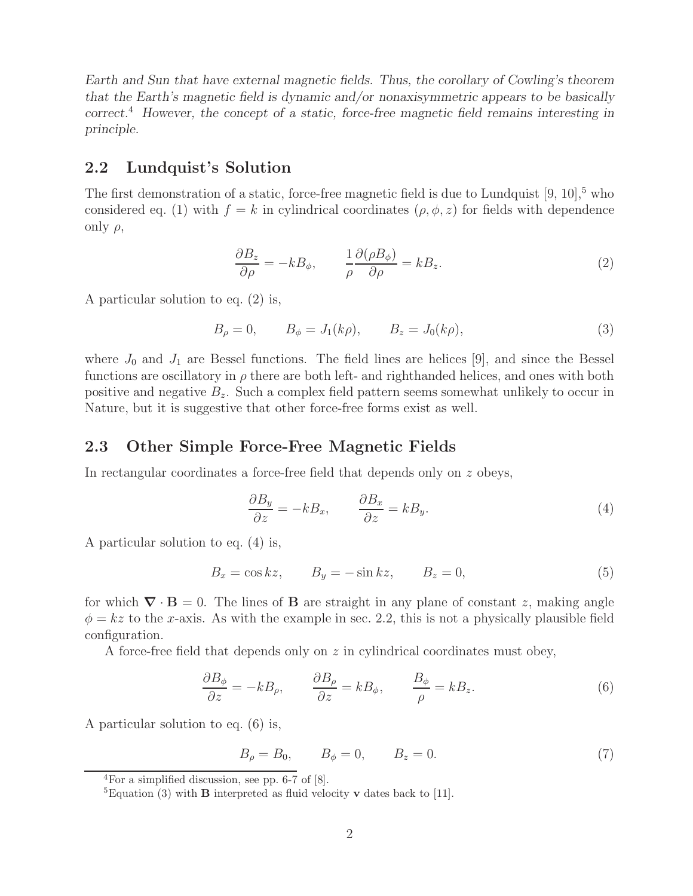*Earth and Sun that have external magnetic fields. Thus, the corollary of Cowling's theorem that the Earth's magnetic field is dynamic and/or nonaxisymmetric appears to be basically correct.*[4] *However, the concept of a static, force-free magnetic field remains interesting in principle.*

## 2.2 Lundquist's Solution

The first demonstration of a static, force-free magnetic field is due to Lundquist [9, 10],[5] who considered eq. (1) with $f = k$ in cylindrical coordinates $(\rho, \phi, z)$ for fields with dependence only $\rho$,

$$\frac{\partial B_z}{\partial \rho} = -kB_\phi, \qquad \frac{1}{\rho}\frac{\partial(\rho B_\phi)}{\partial \rho} = kB_z. \tag{2}$$

A particular solution to eq. (2) is,

$$B_\rho = 0, \qquad B_\phi = J_1(k\rho), \qquad B_z = J_0(k\rho), \tag{3}$$

where $J_0$ and $J_1$ are Bessel functions. The field lines are helices [9], and since the Bessel functions are oscillatory in $\rho$ there are both left- and righthanded helices, and ones with both positive and negative $B_z$. Such a complex field pattern seems somewhat unlikely to occur in Nature, but it is suggestive that other force-free forms exist as well.

## 2.3 Other Simple Force-Free Magnetic Fields

In rectangular coordinates a force-free field that depends only on $z$ obeys,

$$\frac{\partial B_y}{\partial z} = -kB_x, \qquad \frac{\partial B_x}{\partial z} = kB_y. \tag{4}$$

A particular solution to eq. (4) is,

$$B_x = \cos kz, \qquad B_y = -\sin kz, \qquad B_z = 0, \tag{5}$$

for which $\nabla \cdot \mathbf{B} = 0$. The lines of $\mathbf{B}$ are straight in any plane of constant $z$, making angle $\phi = kz$ to the $x$-axis. As with the example in sec. 2.2, this is not a physically plausible field configuration.

A force-free field that depends only on $z$ in cylindrical coordinates must obey,

$$\frac{\partial B_\phi}{\partial z} = -kB_\rho, \qquad \frac{\partial B_\rho}{\partial z} = kB_\phi, \qquad \frac{B_\phi}{\rho} = kB_z. \tag{6}$$

A particular solution to eq. (6) is,

$$B_\rho = B_0, \qquad B_\phi = 0, \qquad B_z = 0. \tag{7}$$

[4] For a simplified discussion, see pp. 6-7 of [8].

[5] Equation (3) with $\mathbf{B}$ interpreted as fluid velocity $\mathbf{v}$ dates back to [11].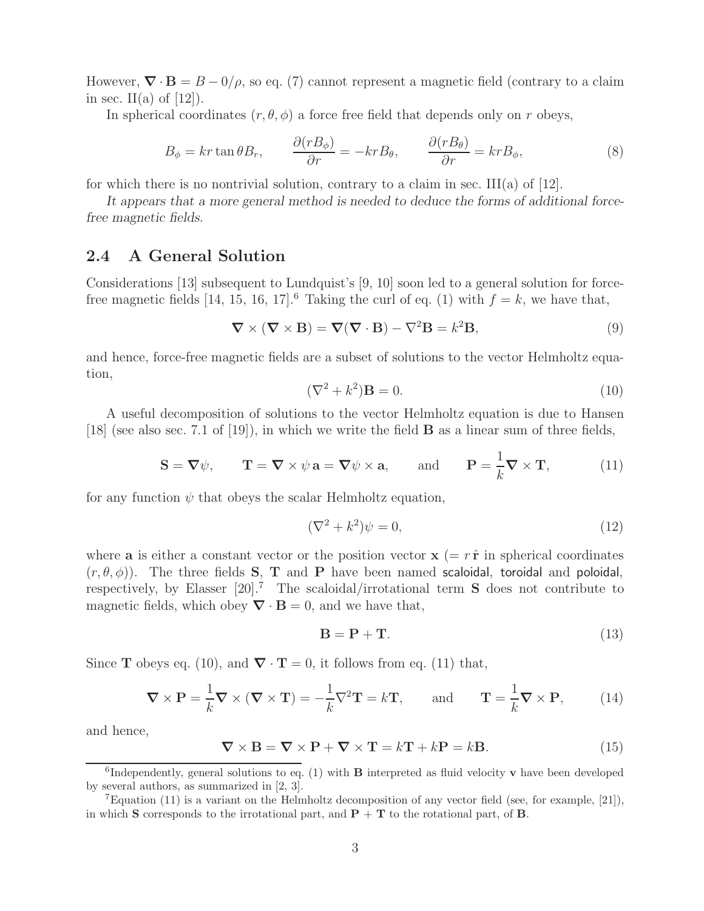However, $\boldsymbol{\nabla} \cdot \mathbf{B} = B - 0/\rho$, so eq. (7) cannot represent a magnetic field (contrary to a claim in sec. II(a) of [12]).

In spherical coordinates $(r, \theta, \phi)$ a force free field that depends only on $r$ obeys,

$$B_\phi = kr \tan\theta B_r, \qquad \frac{\partial (r B_\phi)}{\partial r} = -kr B_\theta, \qquad \frac{\partial (r B_\theta)}{\partial r} = kr B_\phi, \tag{8}$$

for which there is no nontrivial solution, contrary to a claim in sec. III(a) of [12].

*It appears that a more general method is needed to deduce the forms of additional force-free magnetic fields.*

## 2.4 A General Solution

Considerations [13] subsequent to Lundquist's [9, 10] soon led to a general solution for force-free magnetic fields [14, 15, 16, 17].[6] Taking the curl of eq. (1) with $f = k$, we have that,

$$\boldsymbol{\nabla} \times (\boldsymbol{\nabla} \times \mathbf{B}) = \boldsymbol{\nabla}(\boldsymbol{\nabla} \cdot \mathbf{B}) - \nabla^2 \mathbf{B} = k^2 \mathbf{B}, \tag{9}$$

and hence, force-free magnetic fields are a subset of solutions to the vector Helmholtz equation,

$$(\nabla^2 + k^2)\mathbf{B} = 0. \tag{10}$$

A useful decomposition of solutions to the vector Helmholtz equation is due to Hansen [18] (see also sec. 7.1 of [19]), in which we write the field $\mathbf{B}$ as a linear sum of three fields,

$$\mathbf{S} = \boldsymbol{\nabla}\psi, \qquad \mathbf{T} = \boldsymbol{\nabla} \times \psi\, \mathbf{a} = \boldsymbol{\nabla}\psi \times \mathbf{a}, \qquad \text{and} \qquad \mathbf{P} = \frac{1}{k}\boldsymbol{\nabla} \times \mathbf{T}, \tag{11}$$

for any function $\psi$ that obeys the scalar Helmholtz equation,

$$(\nabla^2 + k^2)\psi = 0, \tag{12}$$

where $\mathbf{a}$ is either a constant vector or the position vector $\mathbf{x}$ ($= r\,\hat{\mathbf{r}}$ in spherical coordinates $(r, \theta, \phi)$). The three fields $\mathbf{S}$, $\mathbf{T}$ and $\mathbf{P}$ have been named scaloidal, toroidal and poloidal, respectively, by Elasser [20].[7] The scaloidal/irrotational term $\mathbf{S}$ does not contribute to magnetic fields, which obey $\boldsymbol{\nabla} \cdot \mathbf{B} = 0$, and we have that,

$$\mathbf{B} = \mathbf{P} + \mathbf{T}. \tag{13}$$

Since $\mathbf{T}$ obeys eq. (10), and $\boldsymbol{\nabla} \cdot \mathbf{T} = 0$, it follows from eq. (11) that,

$$\boldsymbol{\nabla} \times \mathbf{P} = \frac{1}{k}\boldsymbol{\nabla} \times (\boldsymbol{\nabla} \times \mathbf{T}) = -\frac{1}{k}\nabla^2 \mathbf{T} = k\mathbf{T}, \qquad \text{and} \qquad \mathbf{T} = \frac{1}{k}\boldsymbol{\nabla} \times \mathbf{P}, \tag{14}$$

and hence,

$$\boldsymbol{\nabla} \times \mathbf{B} = \boldsymbol{\nabla} \times \mathbf{P} + \boldsymbol{\nabla} \times \mathbf{T} = k\mathbf{T} + k\mathbf{P} = k\mathbf{B}. \tag{15}$$

---

[6] Independently, general solutions to eq. (1) with $\mathbf{B}$ interpreted as fluid velocity $\mathbf{v}$ have been developed by several authors, as summarized in [2, 3].

[7] Equation (11) is a variant on the Helmholtz decomposition of any vector field (see, for example, [21]), in which $\mathbf{S}$ corresponds to the irrotational part, and $\mathbf{P} + \mathbf{T}$ to the rotational part, of $\mathbf{B}$.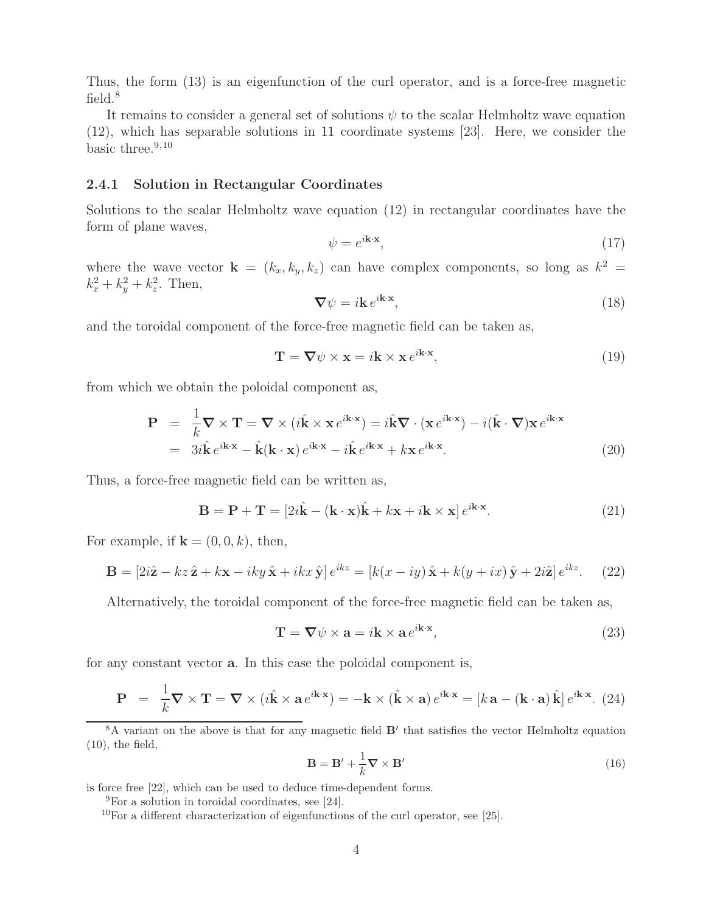Thus, the form (13) is an eigenfunction of the curl operator, and is a force-free magnetic field.[8]

It remains to consider a general set of solutions $\psi$ to the scalar Helmholtz wave equation (12), which has separable solutions in 11 coordinate systems [23]. Here, we consider the basic three.[9,10]

### 2.4.1 Solution in Rectangular Coordinates

Solutions to the scalar Helmholtz wave equation (12) in rectangular coordinates have the form of plane waves,

$$\psi = e^{i\mathbf{k}\cdot\mathbf{x}}, \tag{17}$$

where the wave vector $\mathbf{k} = (k_x, k_y, k_z)$ can have complex components, so long as $k^2 = k_x^2 + k_y^2 + k_z^2$. Then,

$$\boldsymbol{\nabla}\psi = i\mathbf{k}\, e^{i\mathbf{k}\cdot\mathbf{x}}, \tag{18}$$

and the toroidal component of the force-free magnetic field can be taken as,

$$\mathbf{T} = \boldsymbol{\nabla}\psi \times \mathbf{x} = i\mathbf{k} \times \mathbf{x}\, e^{i\mathbf{k}\cdot\mathbf{x}}, \tag{19}$$

from which we obtain the poloidal component as,

$$\begin{aligned}
\mathbf{P} &= \frac{1}{k}\boldsymbol{\nabla}\times\mathbf{T} = \boldsymbol{\nabla}\times(i\hat{\mathbf{k}}\times\mathbf{x}\, e^{i\mathbf{k}\cdot\mathbf{x}}) = i\hat{\mathbf{k}}\boldsymbol{\nabla}\cdot(\mathbf{x}\, e^{i\mathbf{k}\cdot\mathbf{x}}) - i(\hat{\mathbf{k}}\cdot\boldsymbol{\nabla})\mathbf{x}\, e^{i\mathbf{k}\cdot\mathbf{x}} \\
&= 3i\hat{\mathbf{k}}\, e^{i\mathbf{k}\cdot\mathbf{x}} - \hat{\mathbf{k}}(\mathbf{k}\cdot\mathbf{x})\, e^{i\mathbf{k}\cdot\mathbf{x}} - i\hat{\mathbf{k}}\, e^{i\mathbf{k}\cdot\mathbf{x}} + k\mathbf{x}\, e^{i\mathbf{k}\cdot\mathbf{x}}.
\end{aligned} \tag{20}$$

Thus, a force-free magnetic field can be written as,

$$\mathbf{B} = \mathbf{P} + \mathbf{T} = [2i\hat{\mathbf{k}} - (\mathbf{k}\cdot\mathbf{x})\hat{\mathbf{k}} + k\mathbf{x} + i\mathbf{k}\times\mathbf{x}]\, e^{i\mathbf{k}\cdot\mathbf{x}}. \tag{21}$$

For example, if $\mathbf{k} = (0, 0, k)$, then,

$$\mathbf{B} = [2i\hat{\mathbf{z}} - kz\,\hat{\mathbf{z}} + k\mathbf{x} - iky\,\hat{\mathbf{x}} + ikx\,\hat{\mathbf{y}}]\, e^{ikz} = [k(x - iy)\,\hat{\mathbf{x}} + k(y + ix)\,\hat{\mathbf{y}} + 2i\hat{\mathbf{z}}]\, e^{ikz}. \tag{22}$$

Alternatively, the toroidal component of the force-free magnetic field can be taken as,

$$\mathbf{T} = \boldsymbol{\nabla}\psi \times \mathbf{a} = i\mathbf{k}\times\mathbf{a}\, e^{i\mathbf{k}\cdot\mathbf{x}}, \tag{23}$$

for any constant vector $\mathbf{a}$. In this case the poloidal component is,

$$\mathbf{P} = \frac{1}{k}\boldsymbol{\nabla}\times\mathbf{T} = \boldsymbol{\nabla}\times(i\hat{\mathbf{k}}\times\mathbf{a}\, e^{i\mathbf{k}\cdot\mathbf{x}}) = -\mathbf{k}\times(\hat{\mathbf{k}}\times\mathbf{a})\, e^{i\mathbf{k}\cdot\mathbf{x}} = [k\,\mathbf{a} - (\mathbf{k}\cdot\mathbf{a})\,\hat{\mathbf{k}}]\, e^{i\mathbf{k}\cdot\mathbf{x}}. \tag{24}$$

---

[8] A variant on the above is that for any magnetic field $\mathbf{B}'$ that satisfies the vector Helmholtz equation (10), the field,

$$\mathbf{B} = \mathbf{B}' + \frac{1}{k}\boldsymbol{\nabla}\times\mathbf{B}' \tag{16}$$

is force free [22], which can be used to deduce time-dependent forms.

[9] For a solution in toroidal coordinates, see [24].

[10] For a different characterization of eigenfunctions of the curl operator, see [25].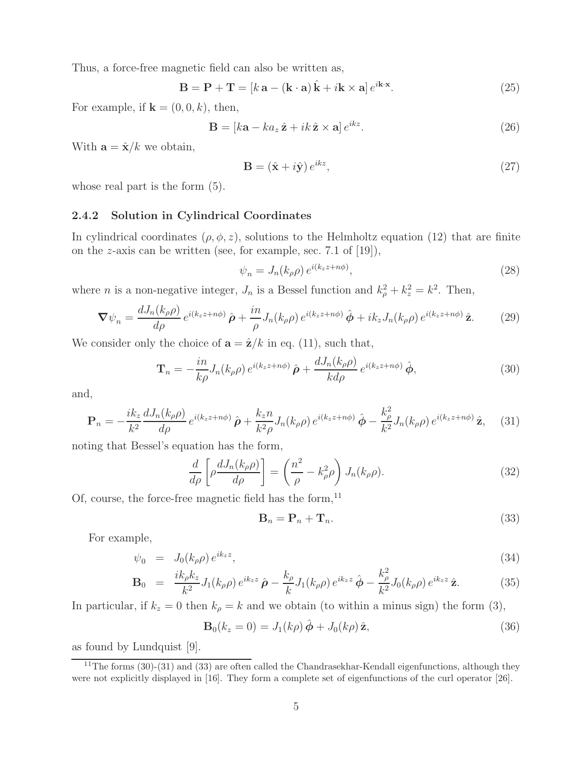Thus, a force-free magnetic field can also be written as,

$$\mathbf{B} = \mathbf{P} + \mathbf{T} = [k\,\mathbf{a} - (\mathbf{k}\cdot\mathbf{a})\,\hat{\mathbf{k}} + i\mathbf{k}\times\mathbf{a}]\,e^{i\mathbf{k}\cdot\mathbf{x}}. \tag{25}$$

For example, if $\mathbf{k} = (0, 0, k)$, then,

$$\mathbf{B} = [k\mathbf{a} - ka_z\,\hat{\mathbf{z}} + ik\,\hat{\mathbf{z}}\times\mathbf{a}]\,e^{ikz}. \tag{26}$$

With $\mathbf{a} = \hat{\mathbf{x}}/k$ we obtain,

$$\mathbf{B} = (\hat{\mathbf{x}} + i\hat{\mathbf{y}})\,e^{ikz}, \tag{27}$$

whose real part is the form (5).

### 2.4.2 Solution in Cylindrical Coordinates

In cylindrical coordinates $(\rho, \phi, z)$, solutions to the Helmholtz equation (12) that are finite on the $z$-axis can be written (see, for example, sec. 7.1 of [19]),

$$\psi_n = J_n(k_\rho\rho)\,e^{i(k_z z + n\phi)}, \tag{28}$$

where $n$ is a non-negative integer, $J_n$ is a Bessel function and $k_\rho^2 + k_z^2 = k^2$. Then,

$$\boldsymbol{\nabla}\psi_n = \frac{dJ_n(k_\rho\rho)}{d\rho}\,e^{i(k_z z+n\phi)}\,\hat{\boldsymbol{\rho}} + \frac{in}{\rho}J_n(k_\rho\rho)\,e^{i(k_z z+n\phi)}\,\hat{\boldsymbol{\phi}} + ik_z J_n(k_\rho\rho)\,e^{i(k_z z+n\phi)}\,\hat{\mathbf{z}}. \tag{29}$$

We consider only the choice of $\mathbf{a} = \hat{\mathbf{z}}/k$ in eq. (11), such that,

$$\mathbf{T}_n = -\frac{in}{k\rho}J_n(k_\rho\rho)\,e^{i(k_z z+n\phi)}\,\hat{\boldsymbol{\rho}} + \frac{dJ_n(k_\rho\rho)}{kd\rho}\,e^{i(k_z z+n\phi)}\,\hat{\boldsymbol{\phi}}, \tag{30}$$

and,

$$\mathbf{P}_n = -\frac{ik_z}{k^2}\frac{dJ_n(k_\rho\rho)}{d\rho}\,e^{i(k_z z+n\phi)}\,\hat{\boldsymbol{\rho}} + \frac{k_z n}{k^2\rho}J_n(k_\rho\rho)\,e^{i(k_z z+n\phi)}\,\hat{\boldsymbol{\phi}} - \frac{k_\rho^2}{k^2}J_n(k_\rho\rho)\,e^{i(k_z z+n\phi)}\,\hat{\mathbf{z}}, \tag{31}$$

noting that Bessel's equation has the form,

$$\frac{d}{d\rho}\left[\rho\frac{dJ_n(k_\rho\rho)}{d\rho}\right] = \left(\frac{n^2}{\rho} - k_\rho^2\rho\right)J_n(k_\rho\rho). \tag{32}$$

Of, course, the force-free magnetic field has the form,[11]

$$\mathbf{B}_n = \mathbf{P}_n + \mathbf{T}_n. \tag{33}$$

For example,

$$\psi_0 = J_0(k_\rho\rho)\,e^{ik_z z}, \tag{34}$$

$$\mathbf{B}_0 = \frac{ik_\rho k_z}{k^2}J_1(k_\rho\rho)\,e^{ik_z z}\,\hat{\boldsymbol{\rho}} - \frac{k_\rho}{k}J_1(k_\rho\rho)\,e^{ik_z z}\,\hat{\boldsymbol{\phi}} - \frac{k_\rho^2}{k^2}J_0(k_\rho\rho)\,e^{ik_z z}\,\hat{\mathbf{z}}. \tag{35}$$

In particular, if $k_z = 0$ then $k_\rho = k$ and we obtain (to within a minus sign) the form (3),

$$\mathbf{B}_0(k_z = 0) = J_1(k\rho)\,\hat{\boldsymbol{\phi}} + J_0(k\rho)\,\hat{\mathbf{z}}, \tag{36}$$

as found by Lundquist [9].

[11] The forms (30)-(31) and (33) are often called the Chandrasekhar-Kendall eigenfunctions, although they were not explicitly displayed in [16]. They form a complete set of eigenfunctions of the curl operator [26].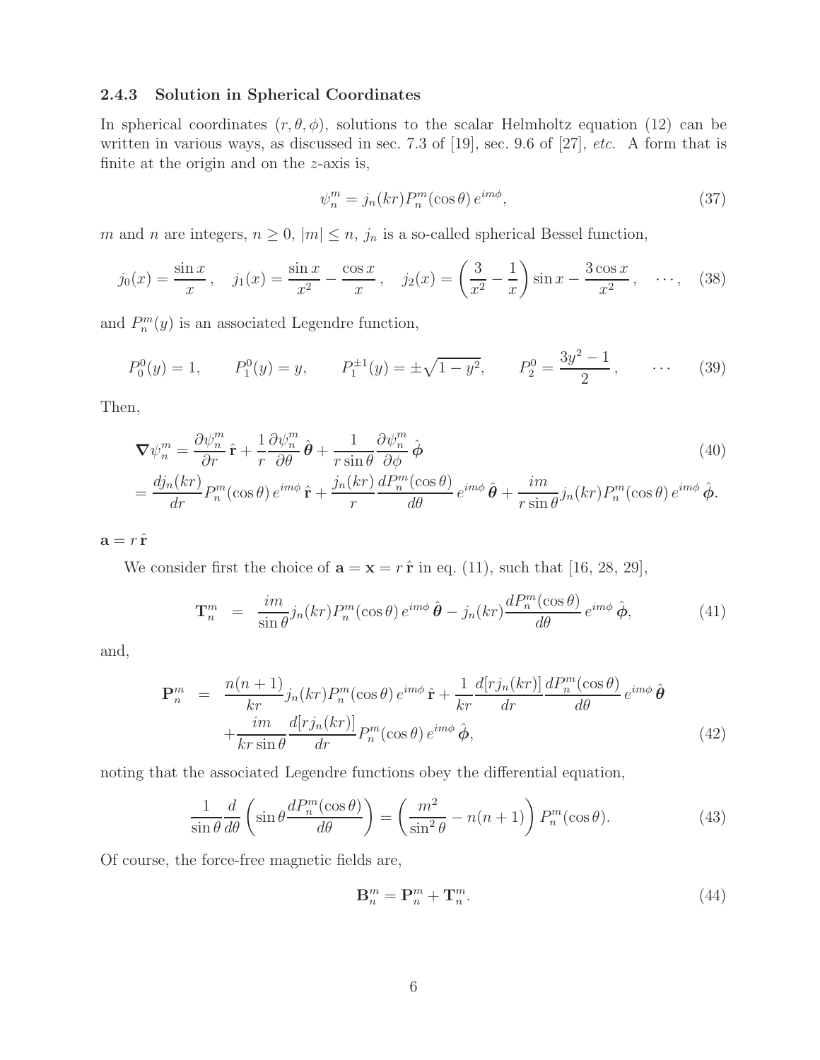### 2.4.3 Solution in Spherical Coordinates

In spherical coordinates $(r, \theta, \phi)$, solutions to the scalar Helmholtz equation (12) can be written in various ways, as discussed in sec. 7.3 of [19], sec. 9.6 of [27], *etc.* A form that is finite at the origin and on the $z$-axis is,

$$\psi_n^m = j_n(kr) P_n^m(\cos\theta)\, e^{im\phi}, \tag{37}$$

$m$ and $n$ are integers, $n \geq 0$, $|m| \leq n$, $j_n$ is a so-called spherical Bessel function,

$$j_0(x) = \frac{\sin x}{x}, \quad j_1(x) = \frac{\sin x}{x^2} - \frac{\cos x}{x}, \quad j_2(x) = \left(\frac{3}{x^2} - \frac{1}{x}\right)\sin x - \frac{3\cos x}{x^2}, \quad \cdots, \tag{38}$$

and $P_n^m(y)$ is an associated Legendre function,

$$P_0^0(y) = 1, \qquad P_1^0(y) = y, \qquad P_1^{\pm 1}(y) = \pm\sqrt{1-y^2}, \qquad P_2^0 = \frac{3y^2 - 1}{2}, \qquad \cdots \tag{39}$$

Then,

$$\begin{aligned}
\boldsymbol{\nabla}\psi_n^m &= \frac{\partial \psi_n^m}{\partial r}\,\hat{\mathbf{r}} + \frac{1}{r}\frac{\partial \psi_n^m}{\partial \theta}\,\hat{\boldsymbol{\theta}} + \frac{1}{r\sin\theta}\frac{\partial \psi_n^m}{\partial \phi}\,\hat{\boldsymbol{\phi}} \qquad (40)\\
&= \frac{dj_n(kr)}{dr} P_n^m(\cos\theta)\, e^{im\phi}\,\hat{\mathbf{r}} + \frac{j_n(kr)}{r}\frac{dP_n^m(\cos\theta)}{d\theta}\, e^{im\phi}\,\hat{\boldsymbol{\theta}} + \frac{im}{r\sin\theta} j_n(kr) P_n^m(\cos\theta)\, e^{im\phi}\,\hat{\boldsymbol{\phi}}.
\end{aligned}$$

$\mathbf{a} = r\,\hat{\mathbf{r}}$

We consider first the choice of $\mathbf{a} = \mathbf{x} = r\,\hat{\mathbf{r}}$ in eq. (11), such that [16, 28, 29],

$$\mathbf{T}_n^m = \frac{im}{\sin\theta} j_n(kr) P_n^m(\cos\theta)\, e^{im\phi}\,\hat{\boldsymbol{\theta}} - j_n(kr)\frac{dP_n^m(\cos\theta)}{d\theta}\, e^{im\phi}\,\hat{\boldsymbol{\phi}}, \tag{41}$$

and,

$$\begin{aligned}
\mathbf{P}_n^m &= \frac{n(n+1)}{kr} j_n(kr) P_n^m(\cos\theta)\, e^{im\phi}\,\hat{\mathbf{r}} + \frac{1}{kr}\frac{d[r j_n(kr)]}{dr}\frac{dP_n^m(\cos\theta)}{d\theta}\, e^{im\phi}\,\hat{\boldsymbol{\theta}} \\
&\quad + \frac{im}{kr\sin\theta}\frac{d[r j_n(kr)]}{dr} P_n^m(\cos\theta)\, e^{im\phi}\,\hat{\boldsymbol{\phi}},
\end{aligned} \tag{42}$$

noting that the associated Legendre functions obey the differential equation,

$$\frac{1}{\sin\theta}\frac{d}{d\theta}\left(\sin\theta \frac{dP_n^m(\cos\theta)}{d\theta}\right) = \left(\frac{m^2}{\sin^2\theta} - n(n+1)\right) P_n^m(\cos\theta). \tag{43}$$

Of course, the force-free magnetic fields are,

$$\mathbf{B}_n^m = \mathbf{P}_n^m + \mathbf{T}_n^m. \tag{44}$$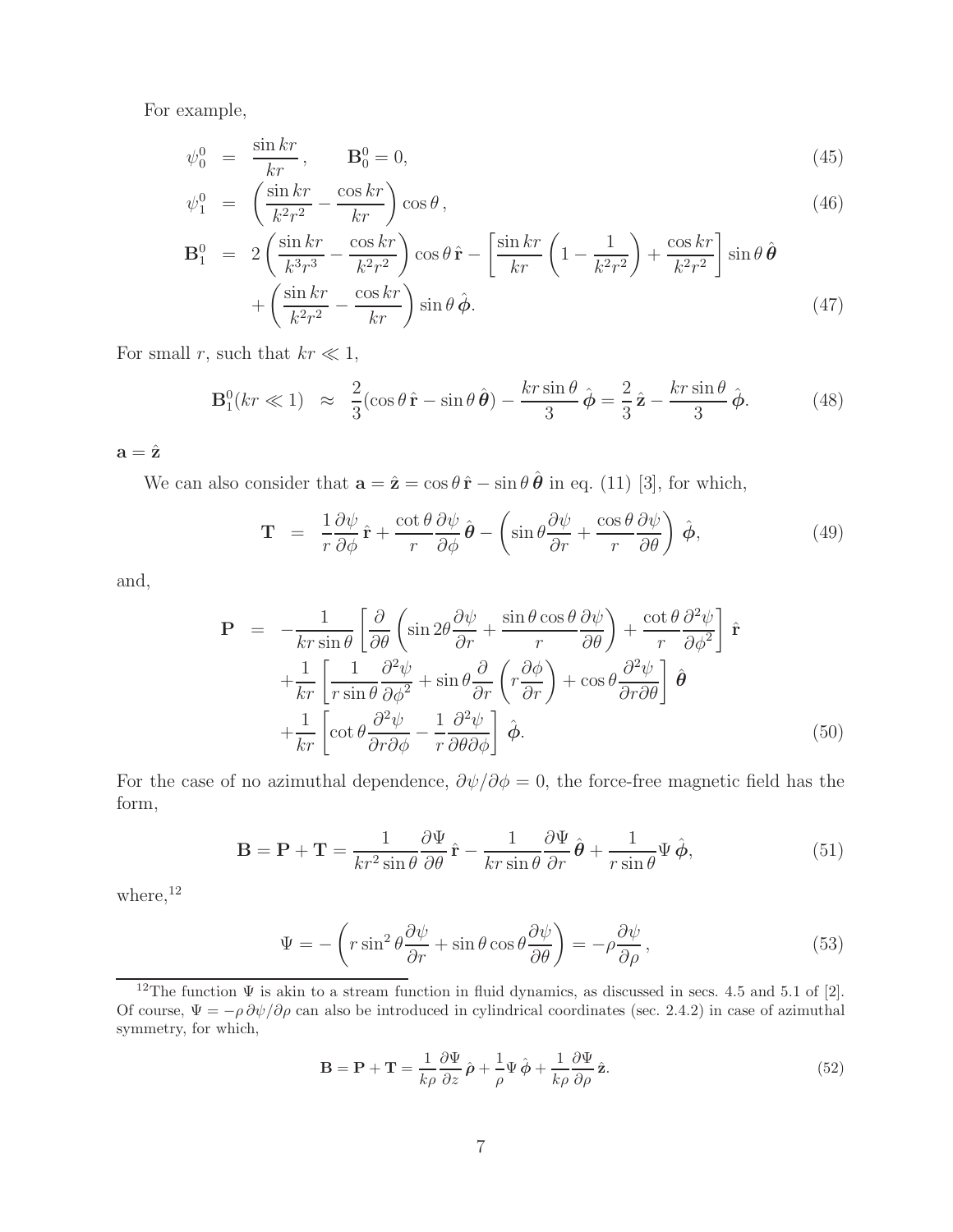For example,

$$\psi_0^0 = \frac{\sin kr}{kr}, \qquad \mathbf{B}_0^0 = 0, \tag{45}$$

$$\psi_1^0 = \left(\frac{\sin kr}{k^2r^2} - \frac{\cos kr}{kr}\right)\cos\theta\,, \tag{46}$$

$$\mathbf{B}_1^0 = 2\left(\frac{\sin kr}{k^3r^3} - \frac{\cos kr}{k^2r^2}\right)\cos\theta\,\hat{\mathbf{r}} - \left[\frac{\sin kr}{kr}\left(1 - \frac{1}{k^2r^2}\right) + \frac{\cos kr}{k^2r^2}\right]\sin\theta\,\hat{\boldsymbol{\theta}} + \left(\frac{\sin kr}{k^2r^2} - \frac{\cos kr}{kr}\right)\sin\theta\,\hat{\boldsymbol{\phi}}. \tag{47}$$

For small $r$, such that $kr \ll 1$,

$$\mathbf{B}_1^0(kr \ll 1) \approx \frac{2}{3}(\cos\theta\,\hat{\mathbf{r}} - \sin\theta\,\hat{\boldsymbol{\theta}}) - \frac{kr\sin\theta}{3}\,\hat{\boldsymbol{\phi}} = \frac{2}{3}\,\hat{\mathbf{z}} - \frac{kr\sin\theta}{3}\,\hat{\boldsymbol{\phi}}. \tag{48}$$

**$\mathbf{a} = \hat{\mathbf{z}}$**

We can also consider that $\mathbf{a} = \hat{\mathbf{z}} = \cos\theta\,\hat{\mathbf{r}} - \sin\theta\,\hat{\boldsymbol{\theta}}$ in eq. (11) [3], for which,

$$\mathbf{T} = \frac{1}{r}\frac{\partial\psi}{\partial\phi}\,\hat{\mathbf{r}} + \frac{\cot\theta}{r}\frac{\partial\psi}{\partial\phi}\,\hat{\boldsymbol{\theta}} - \left(\sin\theta\frac{\partial\psi}{\partial r} + \frac{\cos\theta}{r}\frac{\partial\psi}{\partial\theta}\right)\,\hat{\boldsymbol{\phi}}, \tag{49}$$

and,

$$\mathbf{P} = -\frac{1}{kr\sin\theta}\left[\frac{\partial}{\partial\theta}\left(\sin 2\theta\frac{\partial\psi}{\partial r} + \frac{\sin\theta\cos\theta}{r}\frac{\partial\psi}{\partial\theta}\right) + \frac{\cot\theta}{r}\frac{\partial^2\psi}{\partial\phi^2}\right]\,\hat{\mathbf{r}} + \frac{1}{kr}\left[\frac{1}{r\sin\theta}\frac{\partial^2\psi}{\partial\phi^2} + \sin\theta\frac{\partial}{\partial r}\left(r\frac{\partial\phi}{\partial r}\right) + \cos\theta\frac{\partial^2\psi}{\partial r\partial\theta}\right]\,\hat{\boldsymbol{\theta}} + \frac{1}{kr}\left[\cot\theta\frac{\partial^2\psi}{\partial r\partial\phi} - \frac{1}{r}\frac{\partial^2\psi}{\partial\theta\partial\phi}\right]\,\hat{\boldsymbol{\phi}}. \tag{50}$$

For the case of no azimuthal dependence, $\partial\psi/\partial\phi = 0$, the force-free magnetic field has the form,

$$\mathbf{B} = \mathbf{P} + \mathbf{T} = \frac{1}{kr^2\sin\theta}\frac{\partial\Psi}{\partial\theta}\,\hat{\mathbf{r}} - \frac{1}{kr\sin\theta}\frac{\partial\Psi}{\partial r}\,\hat{\boldsymbol{\theta}} + \frac{1}{r\sin\theta}\Psi\,\hat{\boldsymbol{\phi}}, \tag{51}$$

where,[12]

$$\Psi = -\left(r\sin^2\theta\frac{\partial\psi}{\partial r} + \sin\theta\cos\theta\frac{\partial\psi}{\partial\theta}\right) = -\rho\frac{\partial\psi}{\partial\rho}\,, \tag{53}$$

[12] The function $\Psi$ is akin to a stream function in fluid dynamics, as discussed in secs. 4.5 and 5.1 of [2]. Of course, $\Psi = -\rho\,\partial\psi/\partial\rho$ can also be introduced in cylindrical coordinates (sec. 2.4.2) in case of azimuthal symmetry, for which,

$$\mathbf{B} = \mathbf{P} + \mathbf{T} = \frac{1}{k\rho}\frac{\partial\Psi}{\partial z}\,\hat{\boldsymbol{\rho}} + \frac{1}{\rho}\Psi\,\hat{\boldsymbol{\phi}} + \frac{1}{k\rho}\frac{\partial\Psi}{\partial\rho}\,\hat{\mathbf{z}}. \tag{52}$$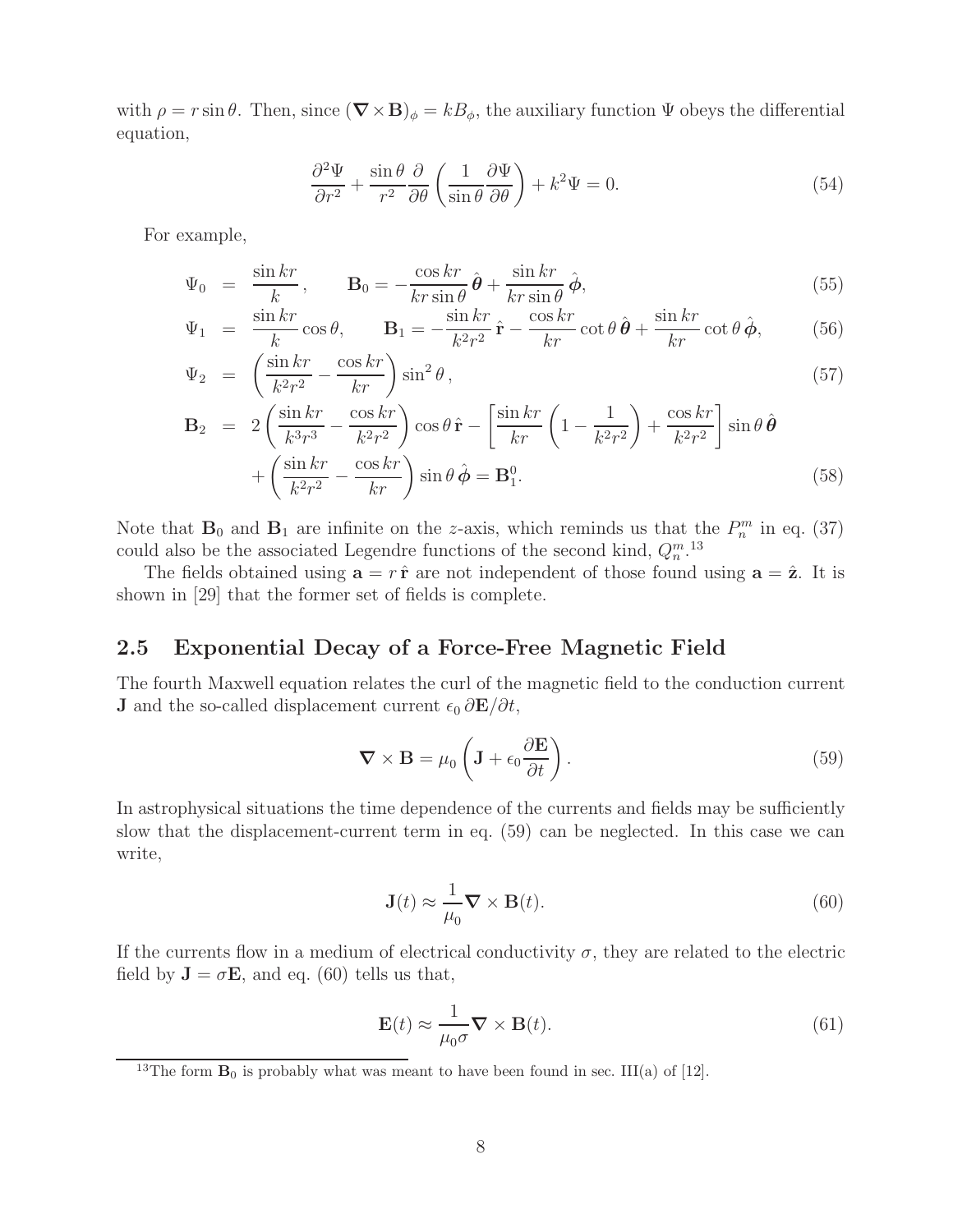with $\rho = r \sin\theta$. Then, since $(\boldsymbol{\nabla} \times \mathbf{B})_\phi = k B_\phi$, the auxiliary function $\Psi$ obeys the differential equation,

$$\frac{\partial^2 \Psi}{\partial r^2} + \frac{\sin\theta}{r^2} \frac{\partial}{\partial \theta} \left( \frac{1}{\sin\theta} \frac{\partial \Psi}{\partial \theta} \right) + k^2 \Psi = 0. \tag{54}$$

For example,

$$\Psi_0 = \frac{\sin kr}{k}, \qquad \mathbf{B}_0 = -\frac{\cos kr}{kr \sin\theta} \hat{\boldsymbol{\theta}} + \frac{\sin kr}{kr \sin\theta} \hat{\boldsymbol{\phi}}, \tag{55}$$

$$\Psi_1 = \frac{\sin kr}{k} \cos\theta, \qquad \mathbf{B}_1 = -\frac{\sin kr}{k^2 r^2} \hat{\mathbf{r}} - \frac{\cos kr}{kr} \cot\theta \, \hat{\boldsymbol{\theta}} + \frac{\sin kr}{kr} \cot\theta \, \hat{\boldsymbol{\phi}}, \tag{56}$$

$$\Psi_2 = \left( \frac{\sin kr}{k^2 r^2} - \frac{\cos kr}{kr} \right) \sin^2\theta \,, \tag{57}$$

$$\begin{aligned} \mathbf{B}_2 &= 2 \left( \frac{\sin kr}{k^3 r^3} - \frac{\cos kr}{k^2 r^2} \right) \cos\theta \, \hat{\mathbf{r}} - \left[ \frac{\sin kr}{kr} \left( 1 - \frac{1}{k^2 r^2} \right) + \frac{\cos kr}{k^2 r^2} \right] \sin\theta \, \hat{\boldsymbol{\theta}} \\ &\quad + \left( \frac{\sin kr}{k^2 r^2} - \frac{\cos kr}{kr} \right) \sin\theta \, \hat{\boldsymbol{\phi}} = \mathbf{B}_1^0. \end{aligned} \tag{58}$$

Note that $\mathbf{B}_0$ and $\mathbf{B}_1$ are infinite on the $z$-axis, which reminds us that the $P_n^m$ in eq. (37) could also be the associated Legendre functions of the second kind, $Q_n^m$.[13]

The fields obtained using $\mathbf{a} = r\,\hat{\mathbf{r}}$ are not independent of those found using $\mathbf{a} = \hat{\mathbf{z}}$. It is shown in [29] that the former set of fields is complete.

## 2.5 Exponential Decay of a Force-Free Magnetic Field

The fourth Maxwell equation relates the curl of the magnetic field to the conduction current $\mathbf{J}$ and the so-called displacement current $\epsilon_0 \, \partial \mathbf{E}/\partial t$,

$$\boldsymbol{\nabla} \times \mathbf{B} = \mu_0 \left( \mathbf{J} + \epsilon_0 \frac{\partial \mathbf{E}}{\partial t} \right). \tag{59}$$

In astrophysical situations the time dependence of the currents and fields may be sufficiently slow that the displacement-current term in eq. (59) can be neglected. In this case we can write,

$$\mathbf{J}(t) \approx \frac{1}{\mu_0} \boldsymbol{\nabla} \times \mathbf{B}(t). \tag{60}$$

If the currents flow in a medium of electrical conductivity $\sigma$, they are related to the electric field by $\mathbf{J} = \sigma \mathbf{E}$, and eq. (60) tells us that,

$$\mathbf{E}(t) \approx \frac{1}{\mu_0 \sigma} \boldsymbol{\nabla} \times \mathbf{B}(t). \tag{61}$$

[13] The form $\mathbf{B}_0$ is probably what was meant to have been found in sec. III(a) of [12].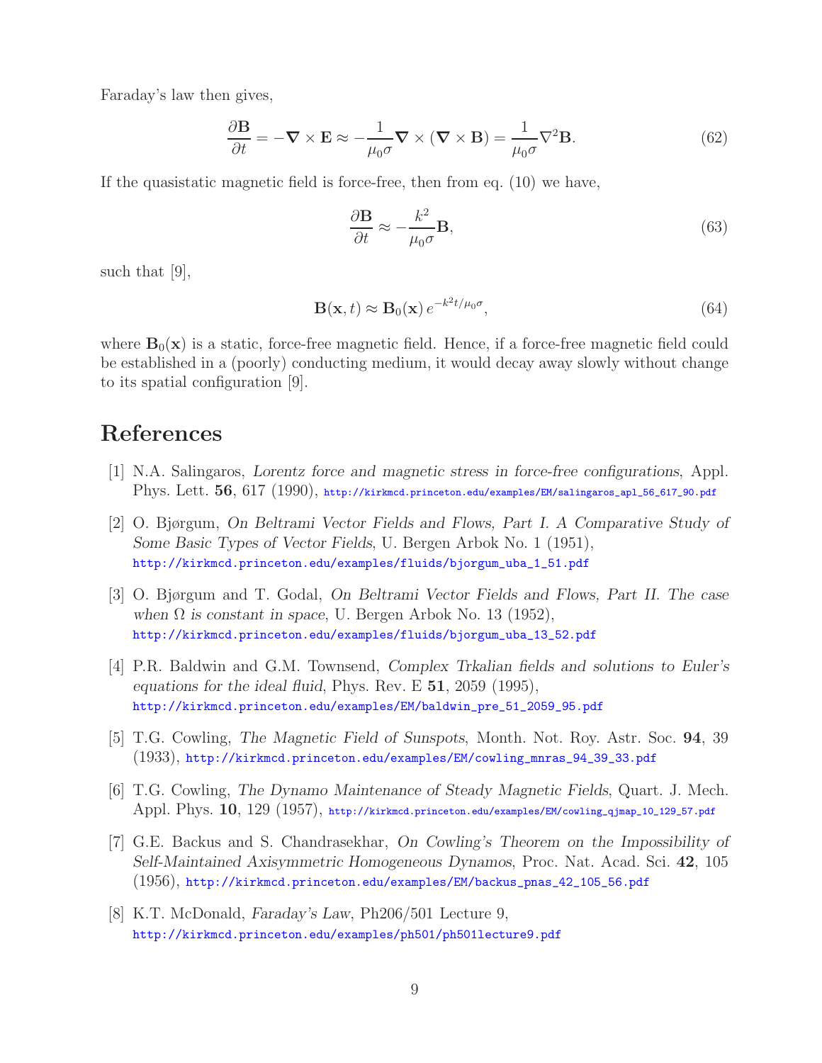Faraday's law then gives,

$$\frac{\partial \mathbf{B}}{\partial t} = -\boldsymbol{\nabla} \times \mathbf{E} \approx -\frac{1}{\mu_0 \sigma} \boldsymbol{\nabla} \times (\boldsymbol{\nabla} \times \mathbf{B}) = \frac{1}{\mu_0 \sigma} \nabla^2 \mathbf{B}. \tag{62}$$

If the quasistatic magnetic field is force-free, then from eq. (10) we have,

$$\frac{\partial \mathbf{B}}{\partial t} \approx -\frac{k^2}{\mu_0 \sigma} \mathbf{B}, \tag{63}$$

such that [9],

$$\mathbf{B}(\mathbf{x}, t) \approx \mathbf{B}_0(\mathbf{x})\, e^{-k^2 t/\mu_0 \sigma}, \tag{64}$$

where $\mathbf{B}_0(\mathbf{x})$ is a static, force-free magnetic field. Hence, if a force-free magnetic field could be established in a (poorly) conducting medium, it would decay away slowly without change to its spatial configuration [9].

# References

[1] N.A. Salingaros, *Lorentz force and magnetic stress in force-free configurations*, Appl. Phys. Lett. **56**, 617 (1990), http://kirkmcd.princeton.edu/examples/EM/salingaros_apl_56_617_90.pdf

[2] O. Bjørgum, *On Beltrami Vector Fields and Flows, Part I. A Comparative Study of Some Basic Types of Vector Fields*, U. Bergen Arbok No. 1 (1951), http://kirkmcd.princeton.edu/examples/fluids/bjorgum_uba_1_51.pdf

[3] O. Bjørgum and T. Godal, *On Beltrami Vector Fields and Flows, Part II. The case when Ω is constant in space*, U. Bergen Arbok No. 13 (1952), http://kirkmcd.princeton.edu/examples/fluids/bjorgum_uba_13_52.pdf

[4] P.R. Baldwin and G.M. Townsend, *Complex Trkalian fields and solutions to Euler's equations for the ideal fluid*, Phys. Rev. E **51**, 2059 (1995), http://kirkmcd.princeton.edu/examples/EM/baldwin_pre_51_2059_95.pdf

[5] T.G. Cowling, *The Magnetic Field of Sunspots*, Month. Not. Roy. Astr. Soc. **94**, 39 (1933), http://kirkmcd.princeton.edu/examples/EM/cowling_mnras_94_39_33.pdf

[6] T.G. Cowling, *The Dynamo Maintenance of Steady Magnetic Fields*, Quart. J. Mech. Appl. Phys. **10**, 129 (1957), http://kirkmcd.princeton.edu/examples/EM/cowling_qjmap_10_129_57.pdf

[7] G.E. Backus and S. Chandrasekhar, *On Cowling's Theorem on the Impossibility of Self-Maintained Axisymmetric Homogeneous Dynamos*, Proc. Nat. Acad. Sci. **42**, 105 (1956), http://kirkmcd.princeton.edu/examples/EM/backus_pnas_42_105_56.pdf

[8] K.T. McDonald, *Faraday's Law*, Ph206/501 Lecture 9, http://kirkmcd.princeton.edu/examples/ph501/ph501lecture9.pdf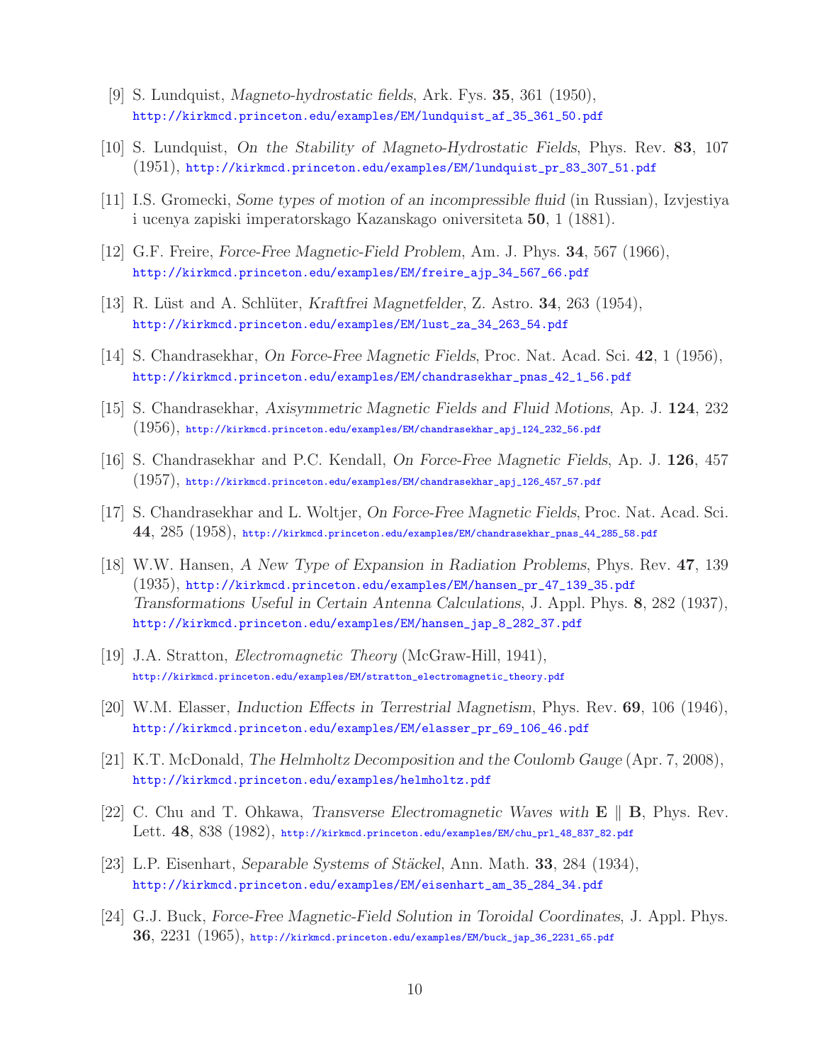[9] S. Lundquist, *Magneto-hydrostatic fields*, Ark. Fys. **35**, 361 (1950),
http://kirkmcd.princeton.edu/examples/EM/lundquist_af_35_361_50.pdf

[10] S. Lundquist, *On the Stability of Magneto-Hydrostatic Fields*, Phys. Rev. **83**, 107 (1951), http://kirkmcd.princeton.edu/examples/EM/lundquist_pr_83_307_51.pdf

[11] I.S. Gromecki, *Some types of motion of an incompressible fluid* (in Russian), Izvjestiya i ucenya zapiski imperatorskago Kazanskago oniversiteta **50**, 1 (1881).

[12] G.F. Freire, *Force-Free Magnetic-Field Problem*, Am. J. Phys. **34**, 567 (1966),
http://kirkmcd.princeton.edu/examples/EM/freire_ajp_34_567_66.pdf

[13] R. Lüst and A. Schlüter, *Kraftfrei Magnetfelder*, Z. Astro. **34**, 263 (1954),
http://kirkmcd.princeton.edu/examples/EM/lust_za_34_263_54.pdf

[14] S. Chandrasekhar, *On Force-Free Magnetic Fields*, Proc. Nat. Acad. Sci. **42**, 1 (1956),
http://kirkmcd.princeton.edu/examples/EM/chandrasekhar_pnas_42_1_56.pdf

[15] S. Chandrasekhar, *Axisymmetric Magnetic Fields and Fluid Motions*, Ap. J. **124**, 232 (1956), http://kirkmcd.princeton.edu/examples/EM/chandrasekhar_apj_124_232_56.pdf

[16] S. Chandrasekhar and P.C. Kendall, *On Force-Free Magnetic Fields*, Ap. J. **126**, 457 (1957), http://kirkmcd.princeton.edu/examples/EM/chandrasekhar_apj_126_457_57.pdf

[17] S. Chandrasekhar and L. Woltjer, *On Force-Free Magnetic Fields*, Proc. Nat. Acad. Sci. **44**, 285 (1958), http://kirkmcd.princeton.edu/examples/EM/chandrasekhar_pnas_44_285_58.pdf

[18] W.W. Hansen, *A New Type of Expansion in Radiation Problems*, Phys. Rev. **47**, 139 (1935), http://kirkmcd.princeton.edu/examples/EM/hansen_pr_47_139_35.pdf
*Transformations Useful in Certain Antenna Calculations*, J. Appl. Phys. **8**, 282 (1937),
http://kirkmcd.princeton.edu/examples/EM/hansen_jap_8_282_37.pdf

[19] J.A. Stratton, *Electromagnetic Theory* (McGraw-Hill, 1941),
http://kirkmcd.princeton.edu/examples/EM/stratton_electromagnetic_theory.pdf

[20] W.M. Elasser, *Induction Effects in Terrestrial Magnetism*, Phys. Rev. **69**, 106 (1946),
http://kirkmcd.princeton.edu/examples/EM/elasser_pr_69_106_46.pdf

[21] K.T. McDonald, *The Helmholtz Decomposition and the Coulomb Gauge* (Apr. 7, 2008),
http://kirkmcd.princeton.edu/examples/helmholtz.pdf

[22] C. Chu and T. Ohkawa, *Transverse Electromagnetic Waves with* $\mathbf{E} \parallel \mathbf{B}$, Phys. Rev. Lett. **48**, 838 (1982), http://kirkmcd.princeton.edu/examples/EM/chu_prl_48_837_82.pdf

[23] L.P. Eisenhart, *Separable Systems of Stäckel*, Ann. Math. **33**, 284 (1934),
http://kirkmcd.princeton.edu/examples/EM/eisenhart_am_35_284_34.pdf

[24] G.J. Buck, *Force-Free Magnetic-Field Solution in Toroidal Coordinates*, J. Appl. Phys. **36**, 2231 (1965), http://kirkmcd.princeton.edu/examples/EM/buck_jap_36_2231_65.pdf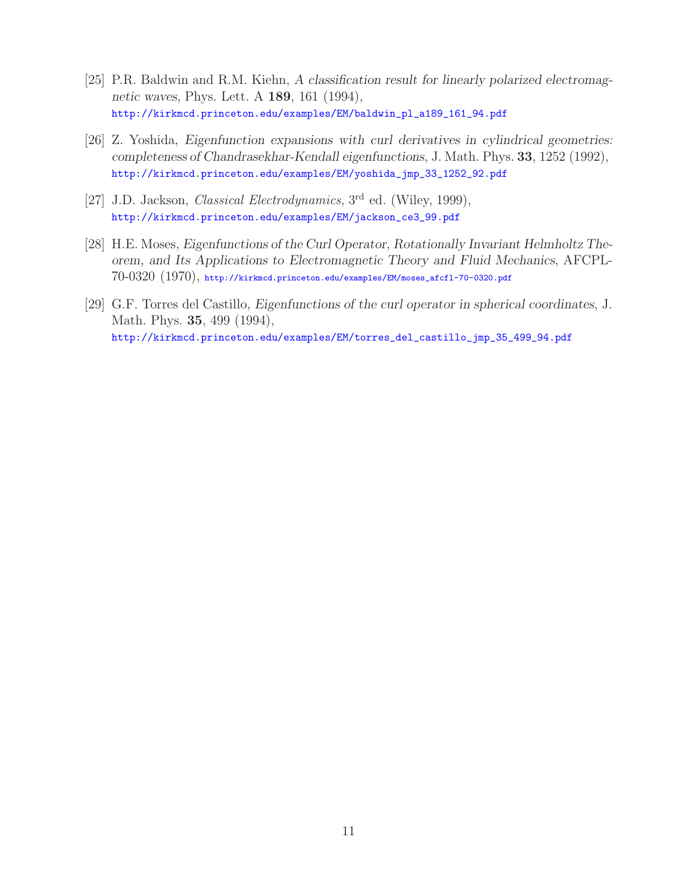[25] P.R. Baldwin and R.M. Kiehn, *A classification result for linearly polarized electromagnetic waves*, Phys. Lett. A **189**, 161 (1994),
http://kirkmcd.princeton.edu/examples/EM/baldwin_pl_a189_161_94.pdf

[26] Z. Yoshida, *Eigenfunction expansions with curl derivatives in cylindrical geometries: completeness of Chandrasekhar-Kendall eigenfunctions*, J. Math. Phys. **33**, 1252 (1992),
http://kirkmcd.princeton.edu/examples/EM/yoshida_jmp_33_1252_92.pdf

[27] J.D. Jackson, *Classical Electrodynamics*, 3rd ed. (Wiley, 1999),
http://kirkmcd.princeton.edu/examples/EM/jackson_ce3_99.pdf

[28] H.E. Moses, *Eigenfunctions of the Curl Operator, Rotationally Invariant Helmholtz Theorem, and Its Applications to Electromagnetic Theory and Fluid Mechanics*, AFCPL-70-0320 (1970), http://kirkmcd.princeton.edu/examples/EM/moses_afcfl-70-0320.pdf

[29] G.F. Torres del Castillo, *Eigenfunctions of the curl operator in spherical coordinates*, J. Math. Phys. **35**, 499 (1994),
http://kirkmcd.princeton.edu/examples/EM/torres_del_castillo_jmp_35_499_94.pdf